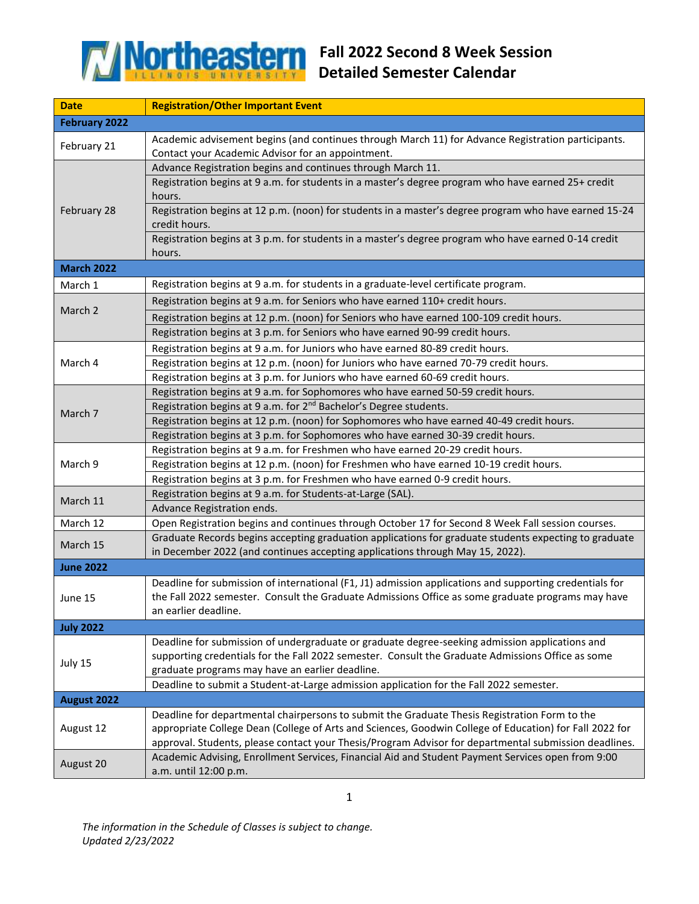# Fall 2022 Second 8 Week Session Detailed Semester Calendar

| Date | Registration/Other Important Event |
|---|---|
| **February 2022** | |
| February 21 | Academic advisement begins (and continues through March 11) for Advance Registration participants. Contact your Academic Advisor for an appointment. |
| February 28 | Advance Registration begins and continues through March 11. |
| | Registration begins at 9 a.m. for students in a master's degree program who have earned 25+ credit hours. |
| | Registration begins at 12 p.m. (noon) for students in a master's degree program who have earned 15-24 credit hours. |
| | Registration begins at 3 p.m. for students in a master's degree program who have earned 0-14 credit hours. |
| **March 2022** | |
| March 1 | Registration begins at 9 a.m. for students in a graduate-level certificate program. |
| March 2 | Registration begins at 9 a.m. for Seniors who have earned 110+ credit hours. |
| | Registration begins at 12 p.m. (noon) for Seniors who have earned 100-109 credit hours. |
| | Registration begins at 3 p.m. for Seniors who have earned 90-99 credit hours. |
| March 4 | Registration begins at 9 a.m. for Juniors who have earned 80-89 credit hours. |
| | Registration begins at 12 p.m. (noon) for Juniors who have earned 70-79 credit hours. |
| | Registration begins at 3 p.m. for Juniors who have earned 60-69 credit hours. |
| March 7 | Registration begins at 9 a.m. for Sophomores who have earned 50-59 credit hours. |
| | Registration begins at 9 a.m. for 2nd Bachelor's Degree students. |
| | Registration begins at 12 p.m. (noon) for Sophomores who have earned 40-49 credit hours. |
| | Registration begins at 3 p.m. for Sophomores who have earned 30-39 credit hours. |
| March 9 | Registration begins at 9 a.m. for Freshmen who have earned 20-29 credit hours. |
| | Registration begins at 12 p.m. (noon) for Freshmen who have earned 10-19 credit hours. |
| | Registration begins at 3 p.m. for Freshmen who have earned 0-9 credit hours. |
| March 11 | Registration begins at 9 a.m. for Students-at-Large (SAL). |
| | Advance Registration ends. |
| March 12 | Open Registration begins and continues through October 17 for Second 8 Week Fall session courses. |
| March 15 | Graduate Records begins accepting graduation applications for graduate students expecting to graduate in December 2022 (and continues accepting applications through May 15, 2022). |
| **June 2022** | |
| June 15 | Deadline for submission of international (F1, J1) admission applications and supporting credentials for the Fall 2022 semester. Consult the Graduate Admissions Office as some graduate programs may have an earlier deadline. |
| **July 2022** | |
| July 15 | Deadline for submission of undergraduate or graduate degree-seeking admission applications and supporting credentials for the Fall 2022 semester. Consult the Graduate Admissions Office as some graduate programs may have an earlier deadline. |
| | Deadline to submit a Student-at-Large admission application for the Fall 2022 semester. |
| **August 2022** | |
| August 12 | Deadline for departmental chairpersons to submit the Graduate Thesis Registration Form to the appropriate College Dean (College of Arts and Sciences, Goodwin College of Education) for Fall 2022 for approval. Students, please contact your Thesis/Program Advisor for departmental submission deadlines. |
| August 20 | Academic Advising, Enrollment Services, Financial Aid and Student Payment Services open from 9:00 a.m. until 12:00 p.m. |

*The information in the Schedule of Classes is subject to change.*
*Updated 2/23/2022*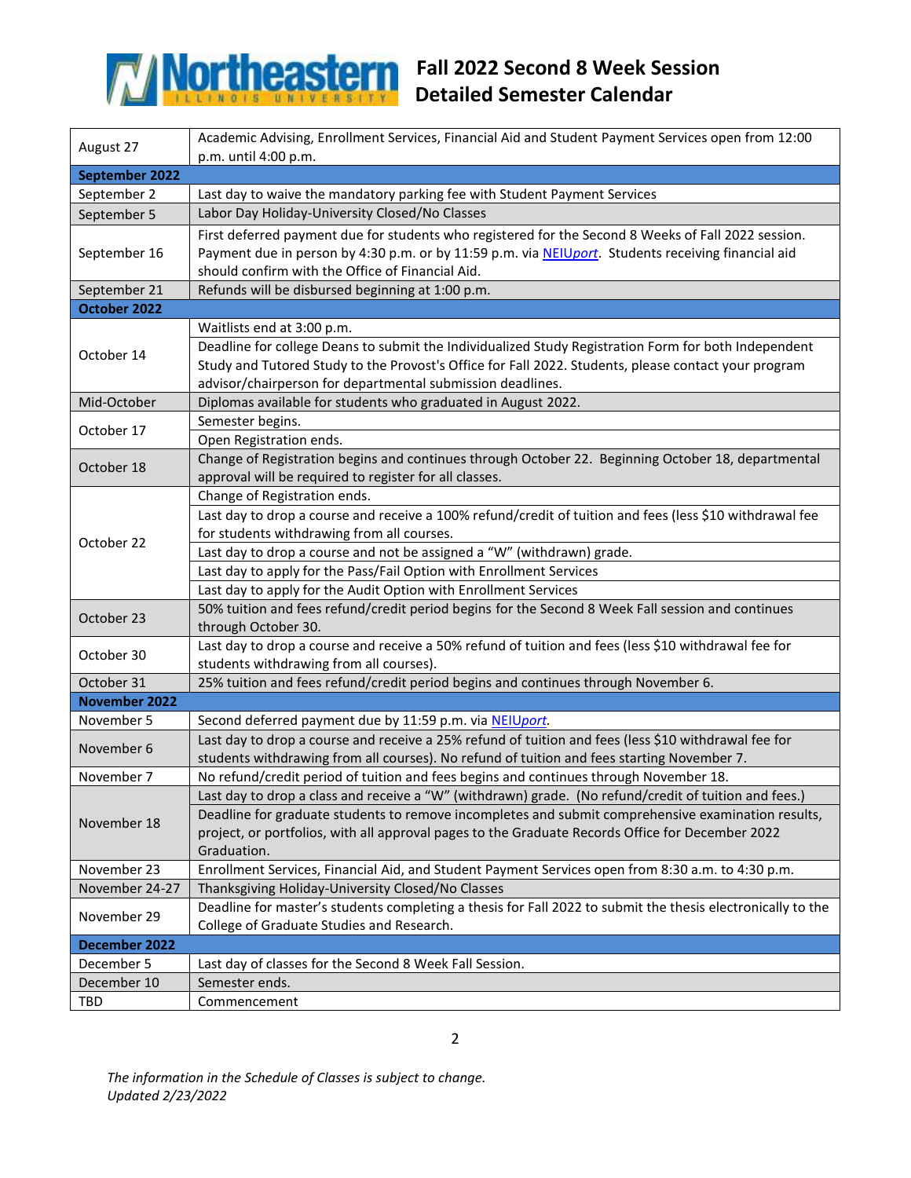# Fall 2022 Second 8 Week Session Detailed Semester Calendar

| | |
|---|---|
| August 27 | Academic Advising, Enrollment Services, Financial Aid and Student Payment Services open from 12:00 p.m. until 4:00 p.m. |
| **September 2022** | |
| September 2 | Last day to waive the mandatory parking fee with Student Payment Services |
| September 5 | Labor Day Holiday-University Closed/No Classes |
| September 16 | First deferred payment due for students who registered for the Second 8 Weeks of Fall 2022 session. Payment due in person by 4:30 p.m. or by 11:59 p.m. via NEIU*port*. Students receiving financial aid should confirm with the Office of Financial Aid. |
| September 21 | Refunds will be disbursed beginning at 1:00 p.m. |
| **October 2022** | |
| October 14 | Waitlists end at 3:00 p.m. |
| | Deadline for college Deans to submit the Individualized Study Registration Form for both Independent Study and Tutored Study to the Provost's Office for Fall 2022. Students, please contact your program advisor/chairperson for departmental submission deadlines. |
| Mid-October | Diplomas available for students who graduated in August 2022. |
| October 17 | Semester begins. |
| | Open Registration ends. |
| October 18 | Change of Registration begins and continues through October 22. Beginning October 18, departmental approval will be required to register for all classes. |
| October 22 | Change of Registration ends. |
| | Last day to drop a course and receive a 100% refund/credit of tuition and fees (less $10 withdrawal fee for students withdrawing from all courses. |
| | Last day to drop a course and not be assigned a "W" (withdrawn) grade. |
| | Last day to apply for the Pass/Fail Option with Enrollment Services |
| | Last day to apply for the Audit Option with Enrollment Services |
| October 23 | 50% tuition and fees refund/credit period begins for the Second 8 Week Fall session and continues through October 30. |
| October 30 | Last day to drop a course and receive a 50% refund of tuition and fees (less $10 withdrawal fee for students withdrawing from all courses). |
| October 31 | 25% tuition and fees refund/credit period begins and continues through November 6. |
| **November 2022** | |
| November 5 | Second deferred payment due by 11:59 p.m. via NEIU*port*. |
| November 6 | Last day to drop a course and receive a 25% refund of tuition and fees (less $10 withdrawal fee for students withdrawing from all courses). No refund of tuition and fees starting November 7. |
| November 7 | No refund/credit period of tuition and fees begins and continues through November 18. |
| November 18 | Last day to drop a class and receive a "W" (withdrawn) grade. (No refund/credit of tuition and fees.) |
| | Deadline for graduate students to remove incompletes and submit comprehensive examination results, project, or portfolios, with all approval pages to the Graduate Records Office for December 2022 Graduation. |
| November 23 | Enrollment Services, Financial Aid, and Student Payment Services open from 8:30 a.m. to 4:30 p.m. |
| November 24-27 | Thanksgiving Holiday-University Closed/No Classes |
| November 29 | Deadline for master's students completing a thesis for Fall 2022 to submit the thesis electronically to the College of Graduate Studies and Research. |
| **December 2022** | |
| December 5 | Last day of classes for the Second 8 Week Fall Session. |
| December 10 | Semester ends. |
| TBD | Commencement |

*The information in the Schedule of Classes is subject to change.*
*Updated 2/23/2022*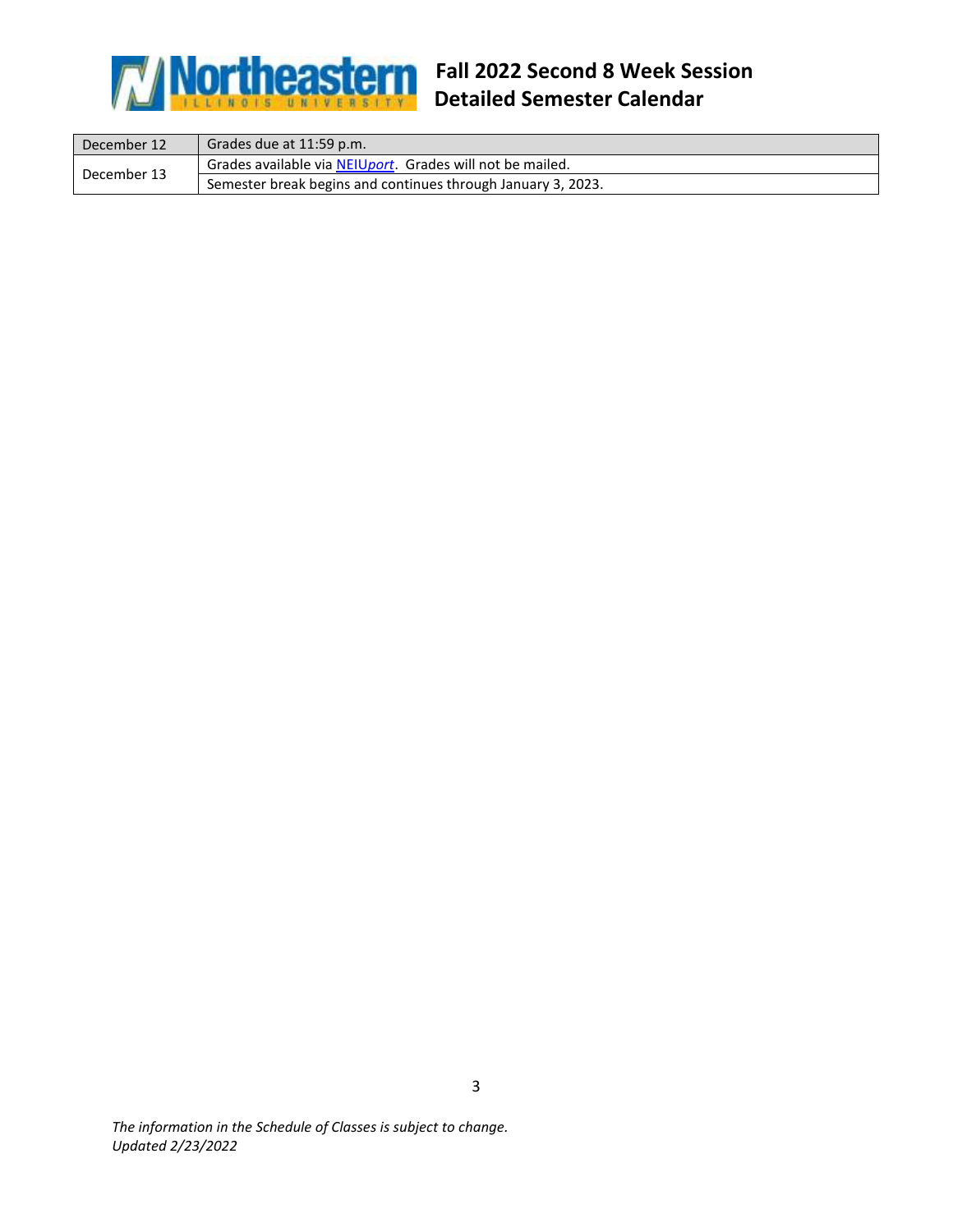# Fall 2022 Second 8 Week Session
# Detailed Semester Calendar

| | |
|---|---|
| December 12 | Grades due at 11:59 p.m. |
| December 13 | Grades available via NEIU*port*. Grades will not be mailed. |
| | Semester break begins and continues through January 3, 2023. |

*The information in the Schedule of Classes is subject to change.*
*Updated 2/23/2022*